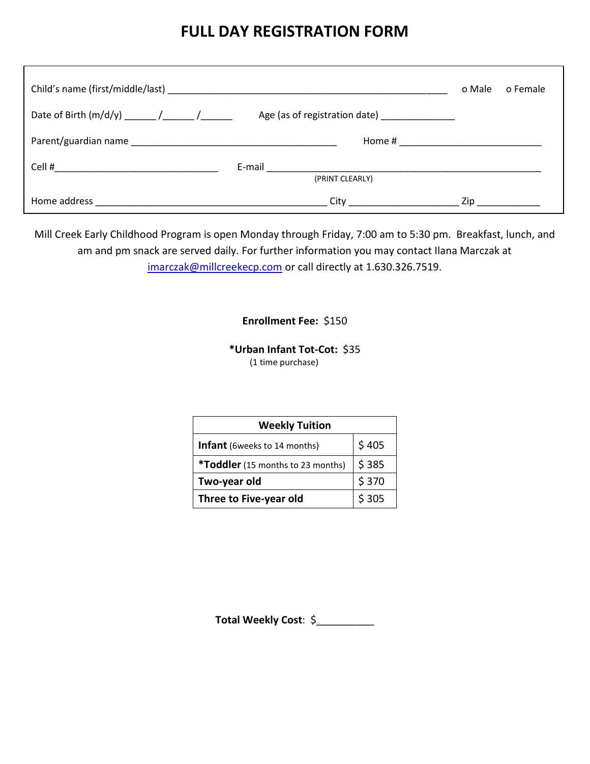# FULL DAY REGISTRATION FORM

Child's name (first/middle/last) ______________________________________________________ o Male o Female

Date of Birth (m/d/y) ______ /______ /______ Age (as of registration date) ______________

Parent/guardian name ________________________________________ Home # ___________________________

Cell #________________________________ E-mail ______________________________________________________
(PRINT CLEARLY)

Home address _____________________________________________ City _____________________ Zip ____________

Mill Creek Early Childhood Program is open Monday through Friday, 7:00 am to 5:30 pm. Breakfast, lunch, and am and pm snack are served daily. For further information you may contact Ilana Marczak at imarczak@millcreekecp.com or call directly at 1.630.326.7519.

**Enrollment Fee:** $150

***Urban Infant Tot-Cot:** $35
(1 time purchase)

| Weekly Tuition | |
|---|---|
| **Infant** (6weeks to 14 months) | $ 405 |
| ***Toddler** (15 months to 23 months) | $ 385 |
| **Two-year old** | $ 370 |
| **Three to Five-year old** | $ 305 |

**Total Weekly Cost**: $__________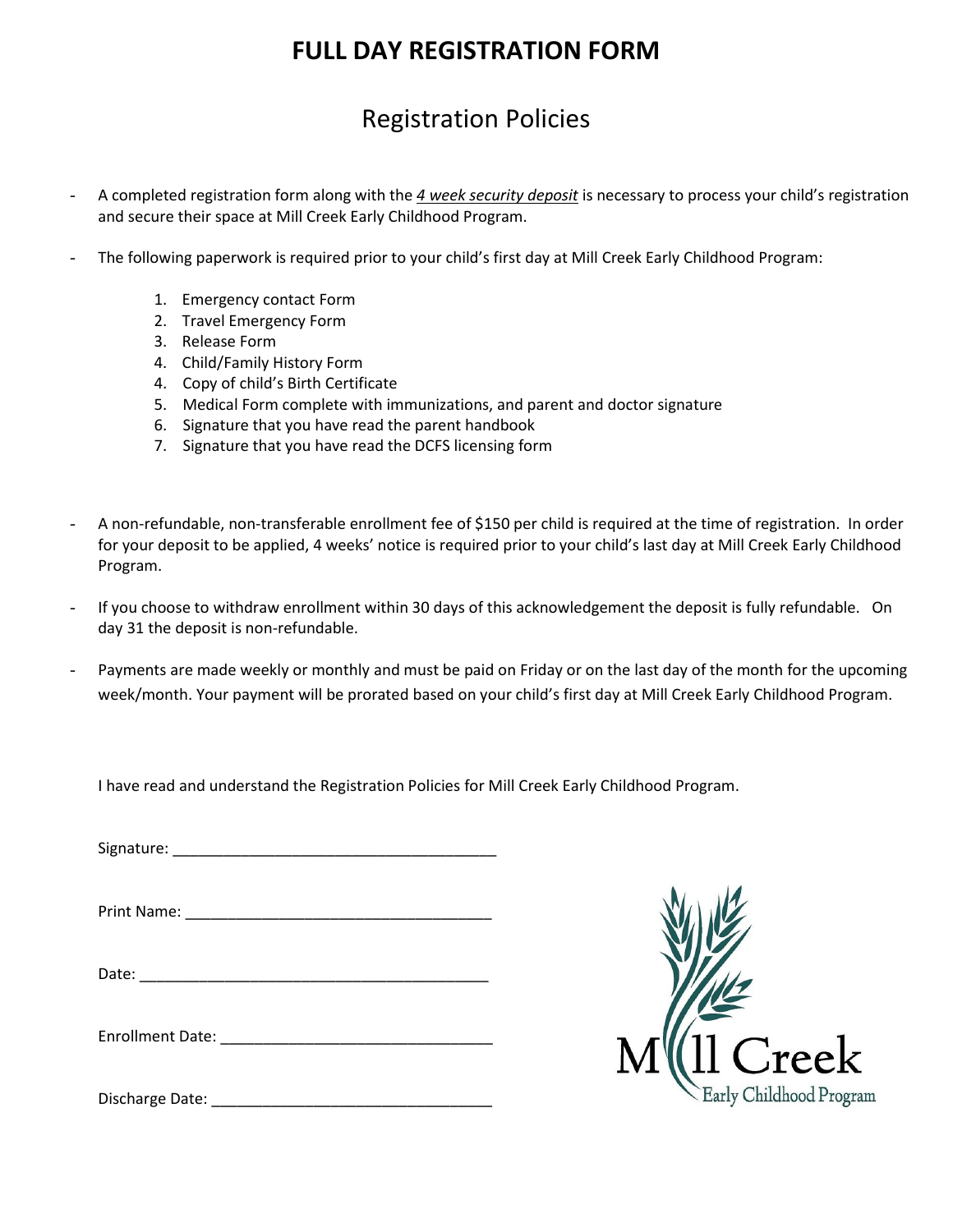# FULL DAY REGISTRATION FORM

## Registration Policies

- A completed registration form along with the *4 week security deposit* is necessary to process your child's registration and secure their space at Mill Creek Early Childhood Program.

- The following paperwork is required prior to your child's first day at Mill Creek Early Childhood Program:

  1. Emergency contact Form
  2. Travel Emergency Form
  3. Release Form
  4. Child/Family History Form
  4. Copy of child's Birth Certificate
  5. Medical Form complete with immunizations, and parent and doctor signature
  6. Signature that you have read the parent handbook
  7. Signature that you have read the DCFS licensing form

- A non-refundable, non-transferable enrollment fee of $150 per child is required at the time of registration. In order for your deposit to be applied, 4 weeks' notice is required prior to your child's last day at Mill Creek Early Childhood Program.

- If you choose to withdraw enrollment within 30 days of this acknowledgement the deposit is fully refundable. On day 31 the deposit is non-refundable.

- Payments are made weekly or monthly and must be paid on Friday or on the last day of the month for the upcoming week/month. Your payment will be prorated based on your child's first day at Mill Creek Early Childhood Program.

I have read and understand the Registration Policies for Mill Creek Early Childhood Program.

Signature: ______________________________________

Print Name: ____________________________________

Date: __________________________________________

Enrollment Date: _______________________________

Discharge Date: ________________________________

Mill Creek
Early Childhood Program